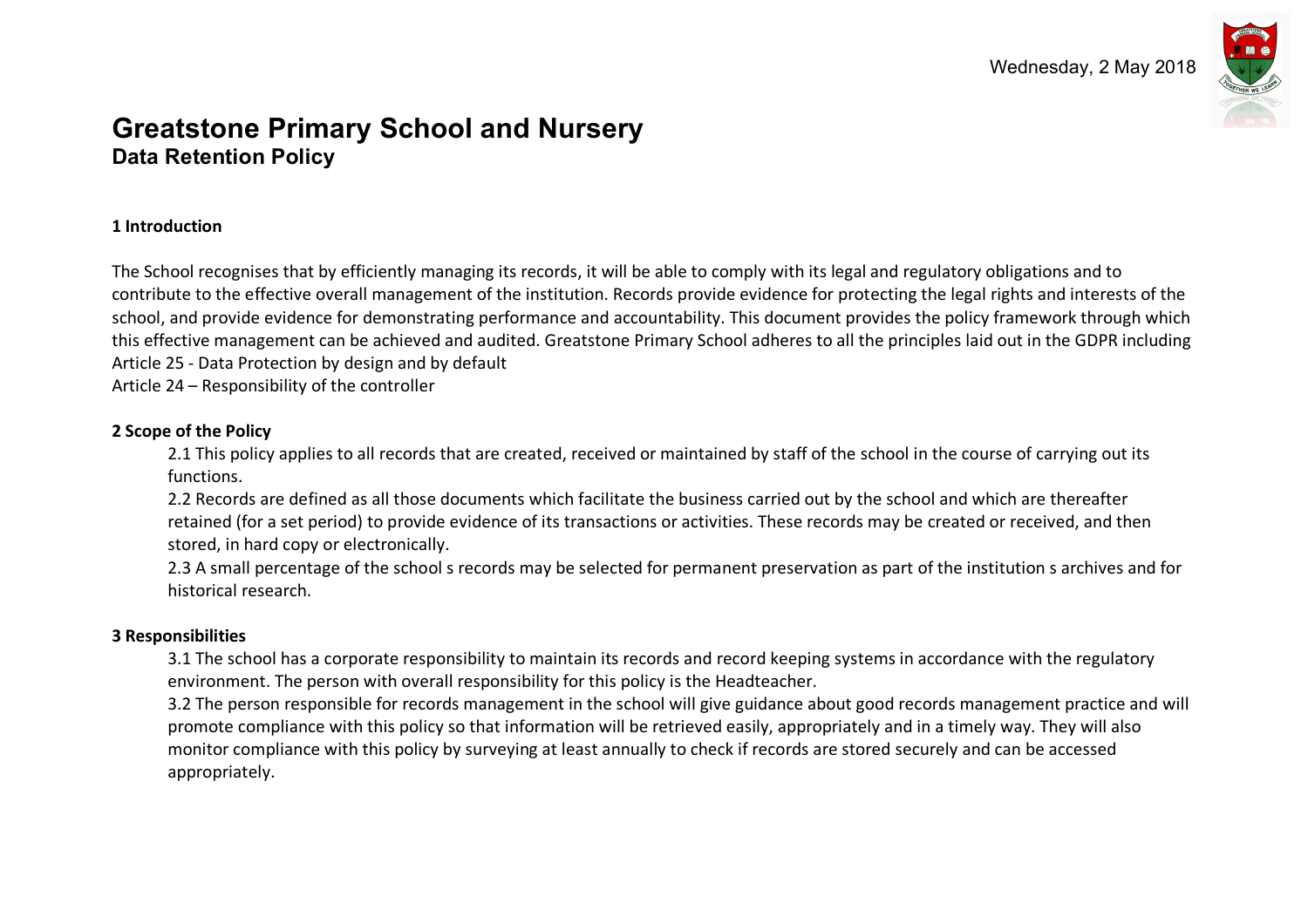Wednesday, 2 May 2018

# Greatstone Primary School and Nursery

## Data Retention Policy

### 1 Introduction

The School recognises that by efficiently managing its records, it will be able to comply with its legal and regulatory obligations and to contribute to the effective overall management of the institution. Records provide evidence for protecting the legal rights and interests of the school, and provide evidence for demonstrating performance and accountability. This document provides the policy framework through which this effective management can be achieved and audited. Greatstone Primary School adheres to all the principles laid out in the GDPR including
Article 25 - Data Protection by design and by default
Article 24 – Responsibility of the controller

### 2 Scope of the Policy

2.1 This policy applies to all records that are created, received or maintained by staff of the school in the course of carrying out its functions.

2.2 Records are defined as all those documents which facilitate the business carried out by the school and which are thereafter retained (for a set period) to provide evidence of its transactions or activities. These records may be created or received, and then stored, in hard copy or electronically.

2.3 A small percentage of the school s records may be selected for permanent preservation as part of the institution s archives and for historical research.

### 3 Responsibilities

3.1 The school has a corporate responsibility to maintain its records and record keeping systems in accordance with the regulatory environment. The person with overall responsibility for this policy is the Headteacher.

3.2 The person responsible for records management in the school will give guidance about good records management practice and will promote compliance with this policy so that information will be retrieved easily, appropriately and in a timely way. They will also monitor compliance with this policy by surveying at least annually to check if records are stored securely and can be accessed appropriately.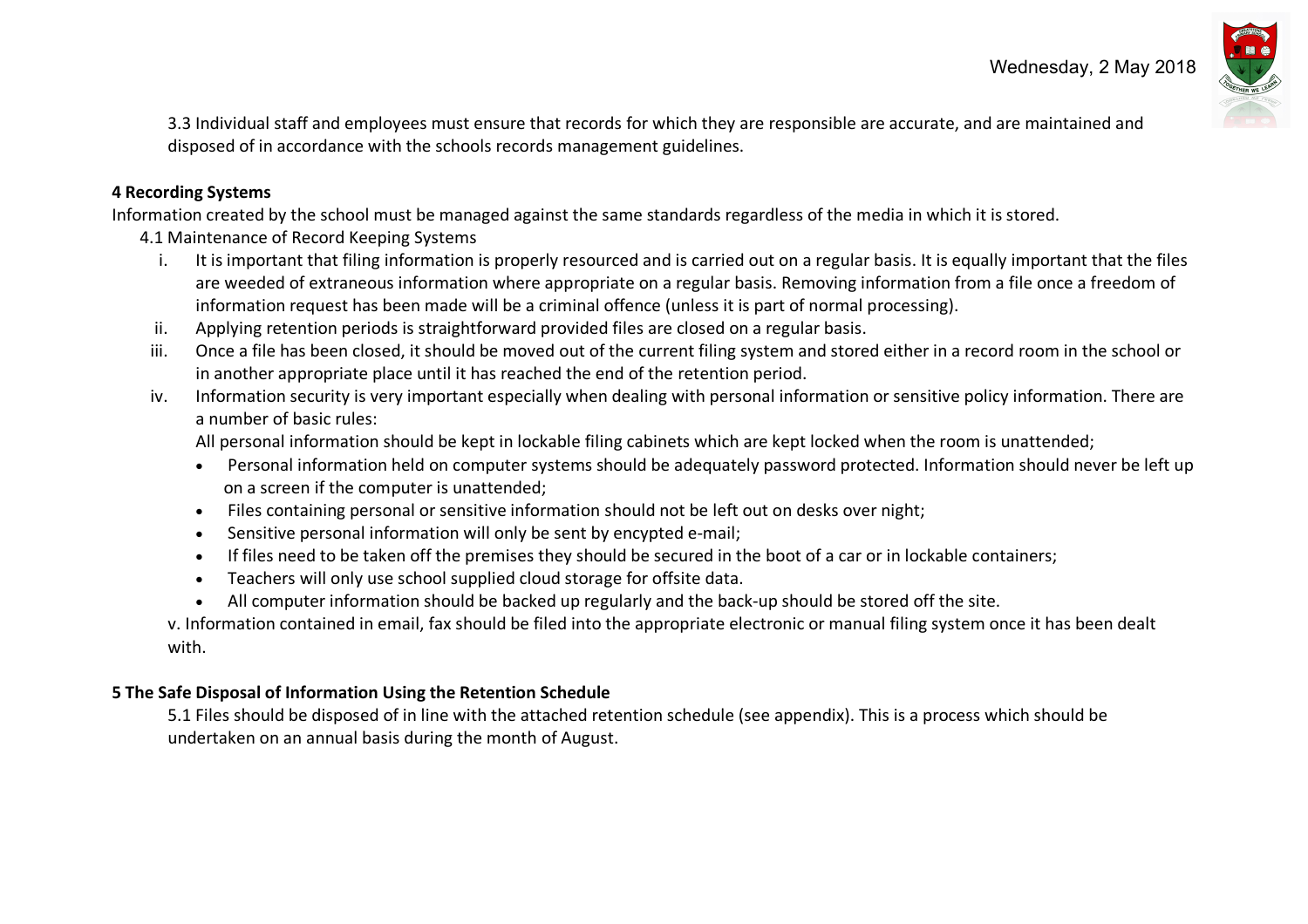3.3 Individual staff and employees must ensure that records for which they are responsible are accurate, and are maintained and disposed of in accordance with the schools records management guidelines.

**4 Recording Systems**

Information created by the school must be managed against the same standards regardless of the media in which it is stored.

4.1 Maintenance of Record Keeping Systems

i. It is important that filing information is properly resourced and is carried out on a regular basis. It is equally important that the files are weeded of extraneous information where appropriate on a regular basis. Removing information from a file once a freedom of information request has been made will be a criminal offence (unless it is part of normal processing).
ii. Applying retention periods is straightforward provided files are closed on a regular basis.
iii. Once a file has been closed, it should be moved out of the current filing system and stored either in a record room in the school or in another appropriate place until it has reached the end of the retention period.
iv. Information security is very important especially when dealing with personal information or sensitive policy information. There are a number of basic rules:

   All personal information should be kept in lockable filing cabinets which are kept locked when the room is unattended;

   - Personal information held on computer systems should be adequately password protected. Information should never be left up on a screen if the computer is unattended;
   - Files containing personal or sensitive information should not be left out on desks over night;
   - Sensitive personal information will only be sent by encypted e-mail;
   - If files need to be taken off the premises they should be secured in the boot of a car or in lockable containers;
   - Teachers will only use school supplied cloud storage for offsite data.
   - All computer information should be backed up regularly and the back-up should be stored off the site.

v. Information contained in email, fax should be filed into the appropriate electronic or manual filing system once it has been dealt with.

**5 The Safe Disposal of Information Using the Retention Schedule**

5.1 Files should be disposed of in line with the attached retention schedule (see appendix). This is a process which should be undertaken on an annual basis during the month of August.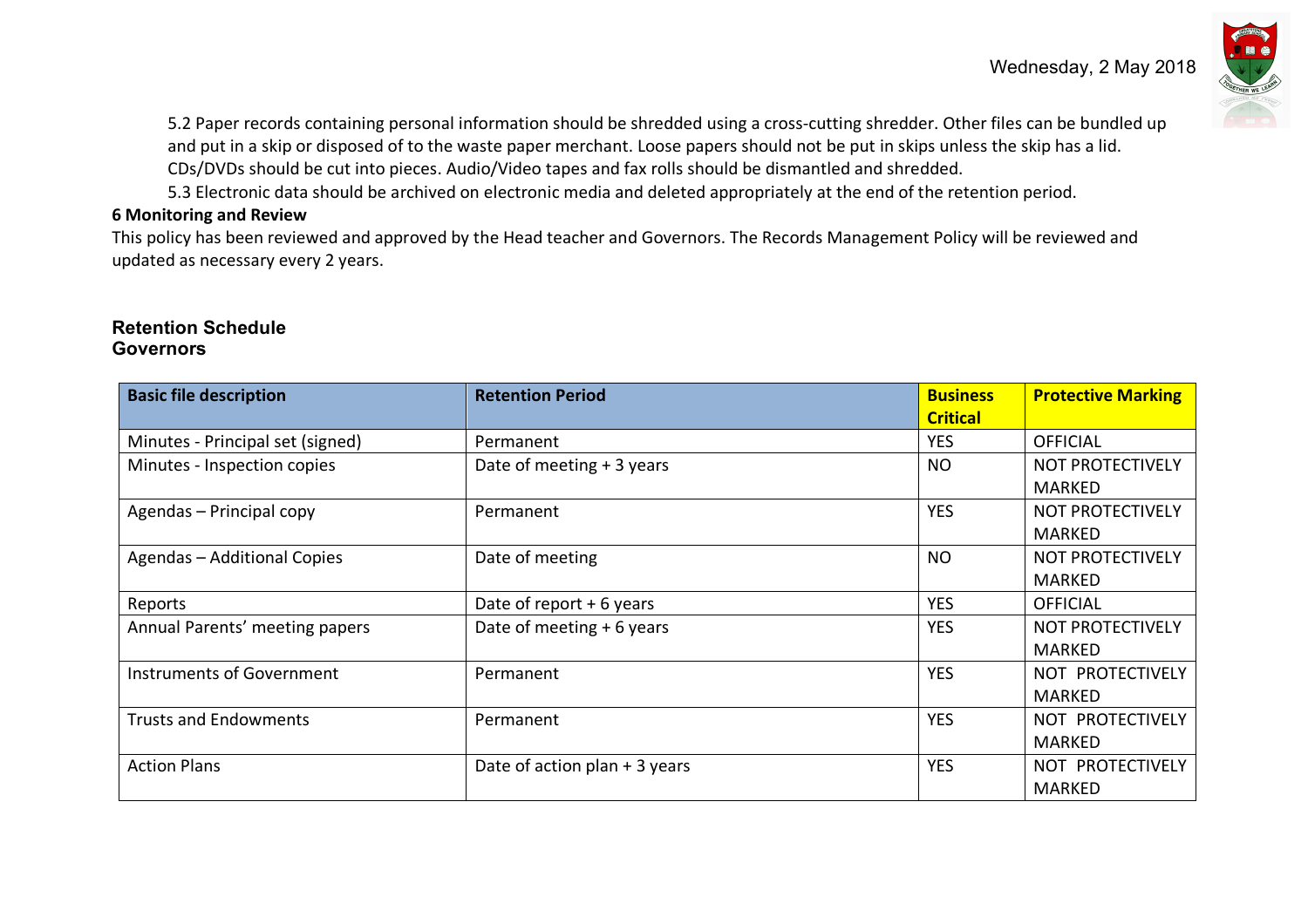5.2 Paper records containing personal information should be shredded using a cross-cutting shredder. Other files can be bundled up and put in a skip or disposed of to the waste paper merchant. Loose papers should not be put in skips unless the skip has a lid. CDs/DVDs should be cut into pieces. Audio/Video tapes and fax rolls should be dismantled and shredded.

5.3 Electronic data should be archived on electronic media and deleted appropriately at the end of the retention period.

**6 Monitoring and Review**

This policy has been reviewed and approved by the Head teacher and Governors. The Records Management Policy will be reviewed and updated as necessary every 2 years.

## Retention Schedule

## Governors

| Basic file description | Retention Period | Business Critical | Protective Marking |
|---|---|---|---|
| Minutes - Principal set (signed) | Permanent | YES | OFFICIAL |
| Minutes - Inspection copies | Date of meeting + 3 years | NO | NOT PROTECTIVELY MARKED |
| Agendas – Principal copy | Permanent | YES | NOT PROTECTIVELY MARKED |
| Agendas – Additional Copies | Date of meeting | NO | NOT PROTECTIVELY MARKED |
| Reports | Date of report + 6 years | YES | OFFICIAL |
| Annual Parents' meeting papers | Date of meeting + 6 years | YES | NOT PROTECTIVELY MARKED |
| Instruments of Government | Permanent | YES | NOT PROTECTIVELY MARKED |
| Trusts and Endowments | Permanent | YES | NOT PROTECTIVELY MARKED |
| Action Plans | Date of action plan + 3 years | YES | NOT PROTECTIVELY MARKED |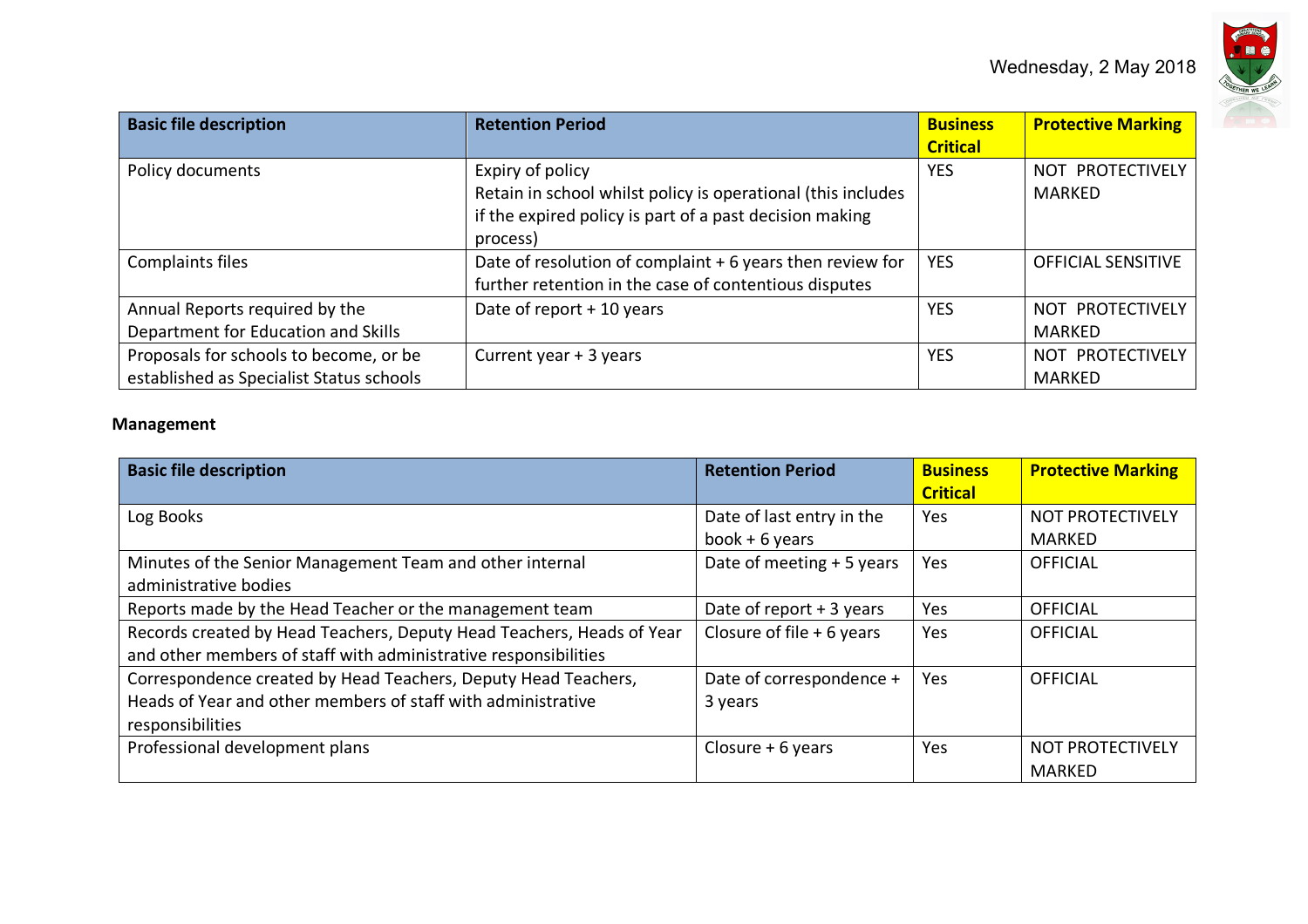| Basic file description | Retention Period | Business Critical | Protective Marking |
|---|---|---|---|
| Policy documents | Expiry of policy<br>Retain in school whilst policy is operational (this includes if the expired policy is part of a past decision making process) | YES | NOT PROTECTIVELY MARKED |
| Complaints files | Date of resolution of complaint + 6 years then review for further retention in the case of contentious disputes | YES | OFFICIAL SENSITIVE |
| Annual Reports required by the Department for Education and Skills | Date of report + 10 years | YES | NOT PROTECTIVELY MARKED |
| Proposals for schools to become, or be established as Specialist Status schools | Current year + 3 years | YES | NOT PROTECTIVELY MARKED |

**Management**

| Basic file description | Retention Period | Business Critical | Protective Marking |
|---|---|---|---|
| Log Books | Date of last entry in the book + 6 years | Yes | NOT PROTECTIVELY MARKED |
| Minutes of the Senior Management Team and other internal administrative bodies | Date of meeting + 5 years | Yes | OFFICIAL |
| Reports made by the Head Teacher or the management team | Date of report + 3 years | Yes | OFFICIAL |
| Records created by Head Teachers, Deputy Head Teachers, Heads of Year and other members of staff with administrative responsibilities | Closure of file + 6 years | Yes | OFFICIAL |
| Correspondence created by Head Teachers, Deputy Head Teachers, Heads of Year and other members of staff with administrative responsibilities | Date of correspondence + 3 years | Yes | OFFICIAL |
| Professional development plans | Closure + 6 years | Yes | NOT PROTECTIVELY MARKED |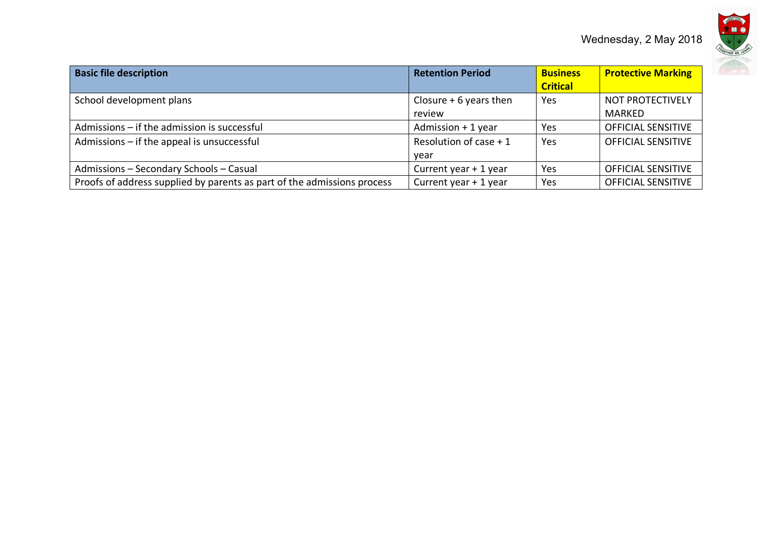| Basic file description | Retention Period | Business Critical | Protective Marking |
|---|---|---|---|
| School development plans | Closure + 6 years then review | Yes | NOT PROTECTIVELY MARKED |
| Admissions – if the admission is successful | Admission + 1 year | Yes | OFFICIAL SENSITIVE |
| Admissions – if the appeal is unsuccessful | Resolution of case + 1 year | Yes | OFFICIAL SENSITIVE |
| Admissions – Secondary Schools – Casual | Current year + 1 year | Yes | OFFICIAL SENSITIVE |
| Proofs of address supplied by parents as part of the admissions process | Current year + 1 year | Yes | OFFICIAL SENSITIVE |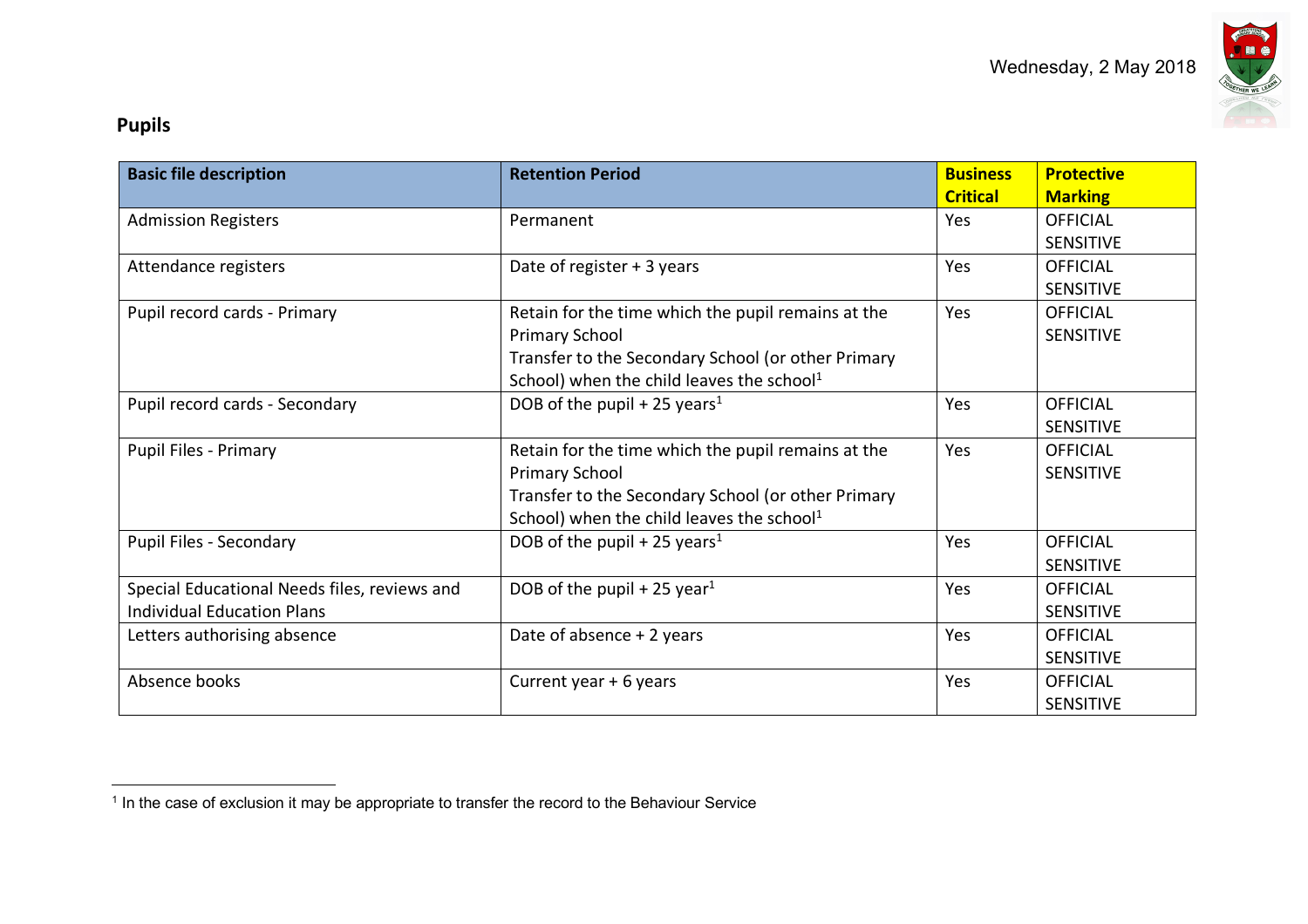## Pupils

| Basic file description | Retention Period | Business Critical | Protective Marking |
|---|---|---|---|
| Admission Registers | Permanent | Yes | OFFICIAL SENSITIVE |
| Attendance registers | Date of register + 3 years | Yes | OFFICIAL SENSITIVE |
| Pupil record cards - Primary | Retain for the time which the pupil remains at the Primary School<br>Transfer to the Secondary School (or other Primary School) when the child leaves the school[1] | Yes | OFFICIAL SENSITIVE |
| Pupil record cards - Secondary | DOB of the pupil + 25 years[1] | Yes | OFFICIAL SENSITIVE |
| Pupil Files - Primary | Retain for the time which the pupil remains at the Primary School<br>Transfer to the Secondary School (or other Primary School) when the child leaves the school[1] | Yes | OFFICIAL SENSITIVE |
| Pupil Files - Secondary | DOB of the pupil + 25 years[1] | Yes | OFFICIAL SENSITIVE |
| Special Educational Needs files, reviews and Individual Education Plans | DOB of the pupil + 25 year[1] | Yes | OFFICIAL SENSITIVE |
| Letters authorising absence | Date of absence + 2 years | Yes | OFFICIAL SENSITIVE |
| Absence books | Current year + 6 years | Yes | OFFICIAL SENSITIVE |

[1] In the case of exclusion it may be appropriate to transfer the record to the Behaviour Service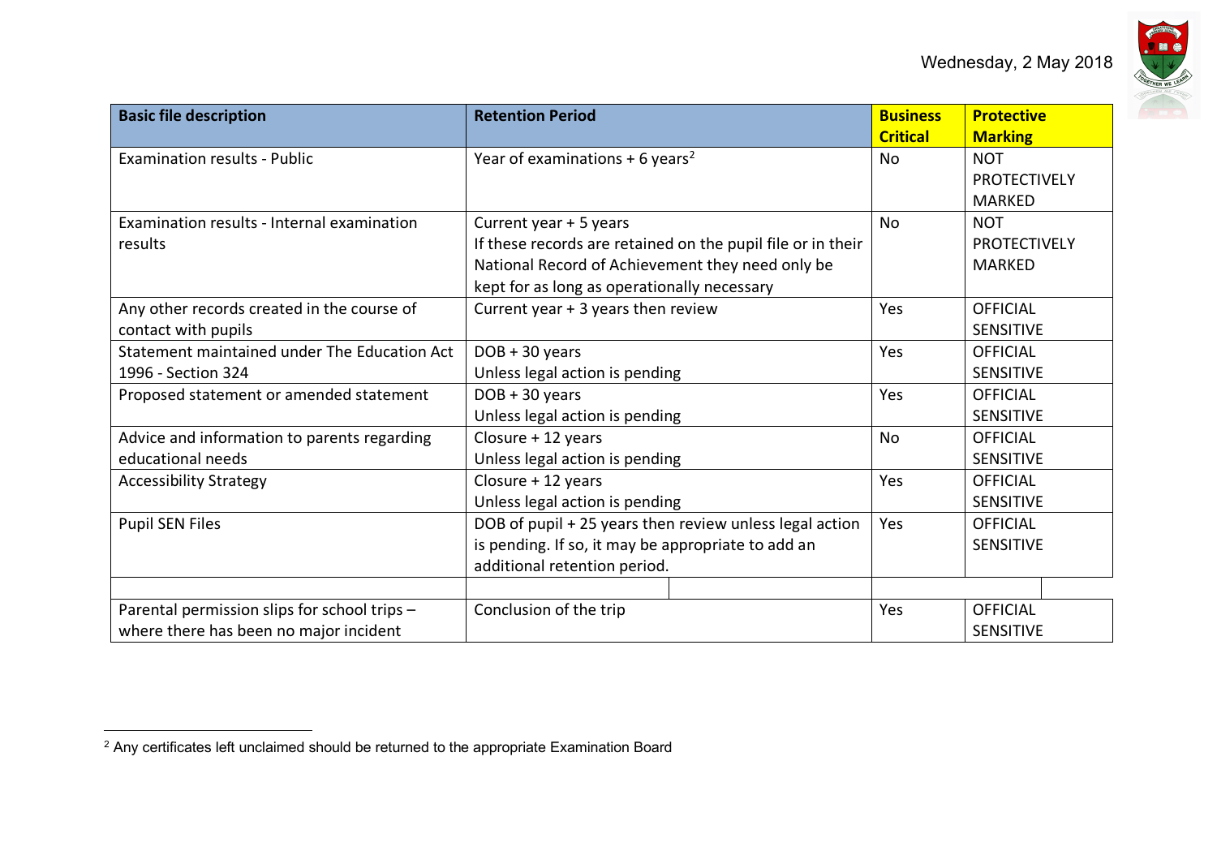| Basic file description | Retention Period | Business Critical | Protective Marking |
|---|---|---|---|
| Examination results - Public | Year of examinations + 6 years[2] | No | NOT PROTECTIVELY MARKED |
| Examination results - Internal examination results | Current year + 5 years<br>If these records are retained on the pupil file or in their National Record of Achievement they need only be kept for as long as operationally necessary | No | NOT PROTECTIVELY MARKED |
| Any other records created in the course of contact with pupils | Current year + 3 years then review | Yes | OFFICIAL SENSITIVE |
| Statement maintained under The Education Act 1996 - Section 324 | DOB + 30 years<br>Unless legal action is pending | Yes | OFFICIAL SENSITIVE |
| Proposed statement or amended statement | DOB + 30 years<br>Unless legal action is pending | Yes | OFFICIAL SENSITIVE |
| Advice and information to parents regarding educational needs | Closure + 12 years<br>Unless legal action is pending | No | OFFICIAL SENSITIVE |
| Accessibility Strategy | Closure + 12 years<br>Unless legal action is pending | Yes | OFFICIAL SENSITIVE |
| Pupil SEN Files | DOB of pupil + 25 years then review unless legal action is pending. If so, it may be appropriate to add an additional retention period. | Yes | OFFICIAL SENSITIVE |
| | | | |
| Parental permission slips for school trips – where there has been no major incident | Conclusion of the trip | Yes | OFFICIAL SENSITIVE |

[2] Any certificates left unclaimed should be returned to the appropriate Examination Board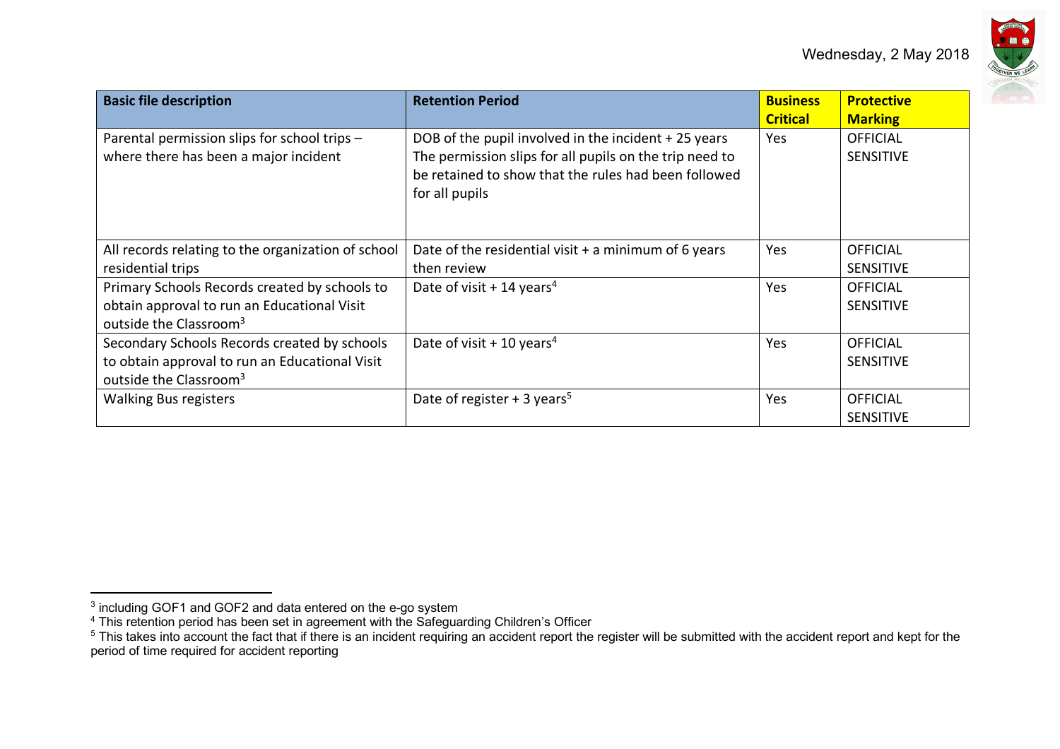| Basic file description | Retention Period | Business Critical | Protective Marking |
|---|---|---|---|
| Parental permission slips for school trips – where there has been a major incident | DOB of the pupil involved in the incident + 25 years The permission slips for all pupils on the trip need to be retained to show that the rules had been followed for all pupils | Yes | OFFICIAL SENSITIVE |
| All records relating to the organization of school residential trips | Date of the residential visit + a minimum of 6 years then review | Yes | OFFICIAL SENSITIVE |
| Primary Schools Records created by schools to obtain approval to run an Educational Visit outside the Classroom[3] | Date of visit + 14 years[4] | Yes | OFFICIAL SENSITIVE |
| Secondary Schools Records created by schools to obtain approval to run an Educational Visit outside the Classroom[3] | Date of visit + 10 years[4] | Yes | OFFICIAL SENSITIVE |
| Walking Bus registers | Date of register + 3 years[5] | Yes | OFFICIAL SENSITIVE |

[3] including GOF1 and GOF2 and data entered on the e-go system

[4] This retention period has been set in agreement with the Safeguarding Children's Officer

[5] This takes into account the fact that if there is an incident requiring an accident report the register will be submitted with the accident report and kept for the period of time required for accident reporting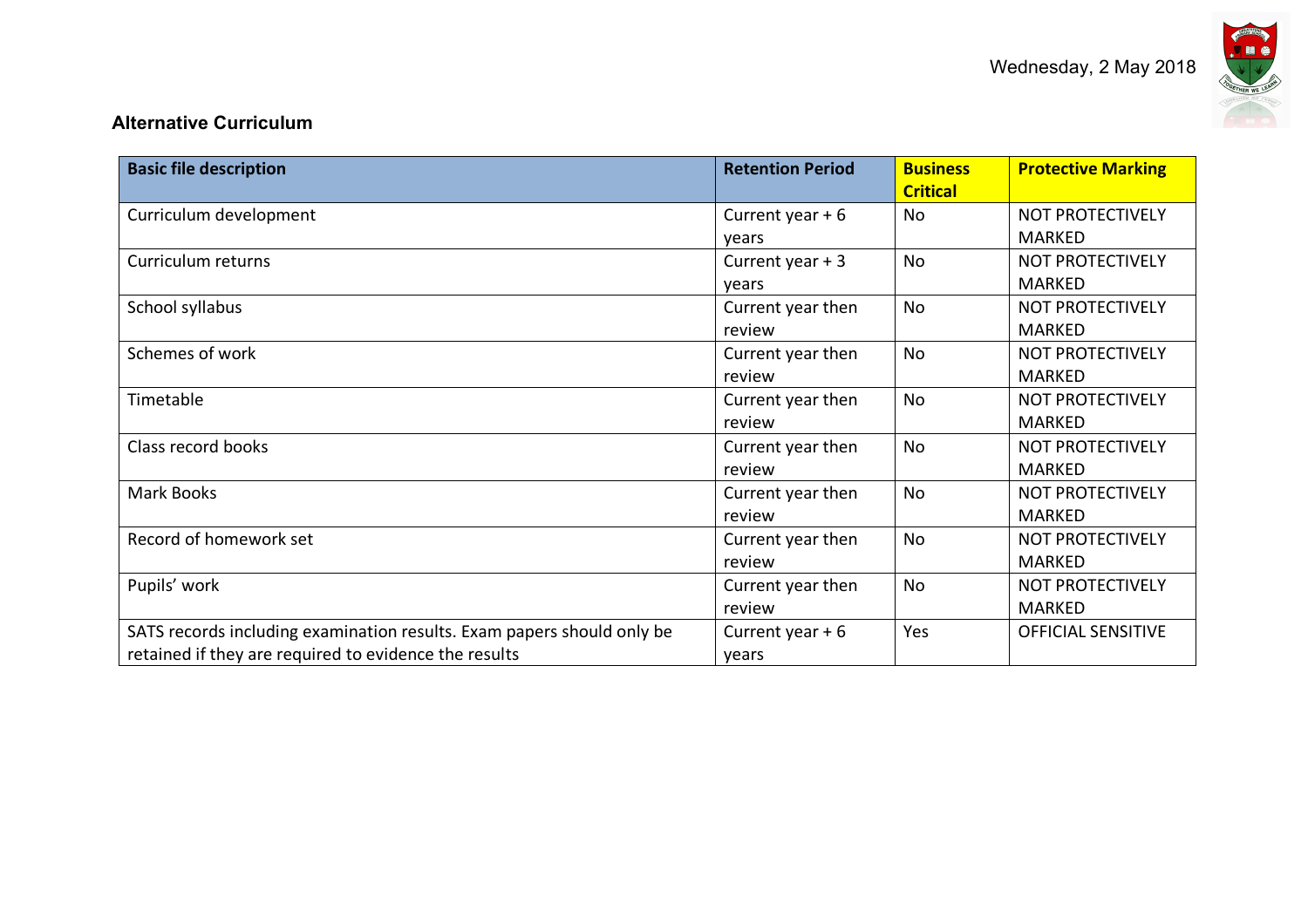## Alternative Curriculum

| Basic file description | Retention Period | Business Critical | Protective Marking |
|---|---|---|---|
| Curriculum development | Current year + 6 years | No | NOT PROTECTIVELY MARKED |
| Curriculum returns | Current year + 3 years | No | NOT PROTECTIVELY MARKED |
| School syllabus | Current year then review | No | NOT PROTECTIVELY MARKED |
| Schemes of work | Current year then review | No | NOT PROTECTIVELY MARKED |
| Timetable | Current year then review | No | NOT PROTECTIVELY MARKED |
| Class record books | Current year then review | No | NOT PROTECTIVELY MARKED |
| Mark Books | Current year then review | No | NOT PROTECTIVELY MARKED |
| Record of homework set | Current year then review | No | NOT PROTECTIVELY MARKED |
| Pupils' work | Current year then review | No | NOT PROTECTIVELY MARKED |
| SATS records including examination results. Exam papers should only be retained if they are required to evidence the results | Current year + 6 years | Yes | OFFICIAL SENSITIVE |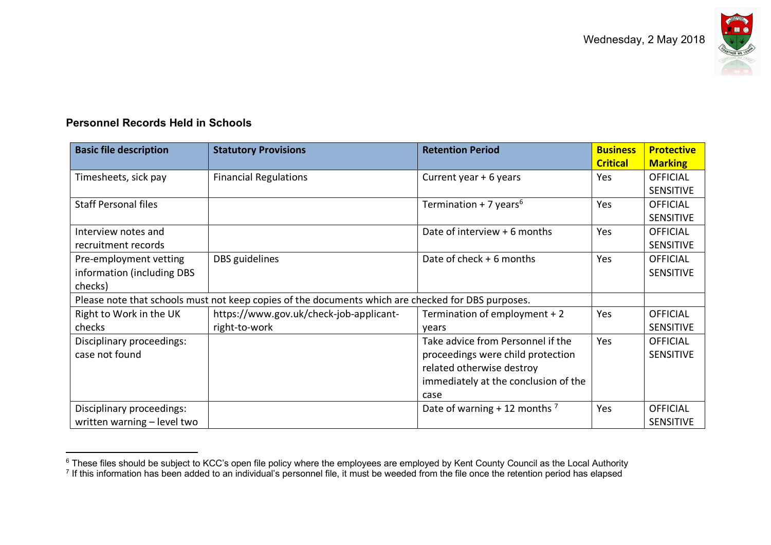### Personnel Records Held in Schools

| Basic file description | Statutory Provisions | Retention Period | Business Critical | Protective Marking |
|---|---|---|---|---|
| Timesheets, sick pay | Financial Regulations | Current year + 6 years | Yes | OFFICIAL SENSITIVE |
| Staff Personal files | | Termination + 7 years[6] | Yes | OFFICIAL SENSITIVE |
| Interview notes and recruitment records | | Date of interview + 6 months | Yes | OFFICIAL SENSITIVE |
| Pre-employment vetting information (including DBS checks) | DBS guidelines | Date of check + 6 months | Yes | OFFICIAL SENSITIVE |
| Please note that schools must not keep copies of the documents which are checked for DBS purposes. | | | | |
| Right to Work in the UK checks | https://www.gov.uk/check-job-applicant-right-to-work | Termination of employment + 2 years | Yes | OFFICIAL SENSITIVE |
| Disciplinary proceedings: case not found | | Take advice from Personnel if the proceedings were child protection related otherwise destroy immediately at the conclusion of the case | Yes | OFFICIAL SENSITIVE |
| Disciplinary proceedings: written warning – level two | | Date of warning + 12 months [7] | Yes | OFFICIAL SENSITIVE |

[6] These files should be subject to KCC's open file policy where the employees are employed by Kent County Council as the Local Authority

[7] If this information has been added to an individual's personnel file, it must be weeded from the file once the retention period has elapsed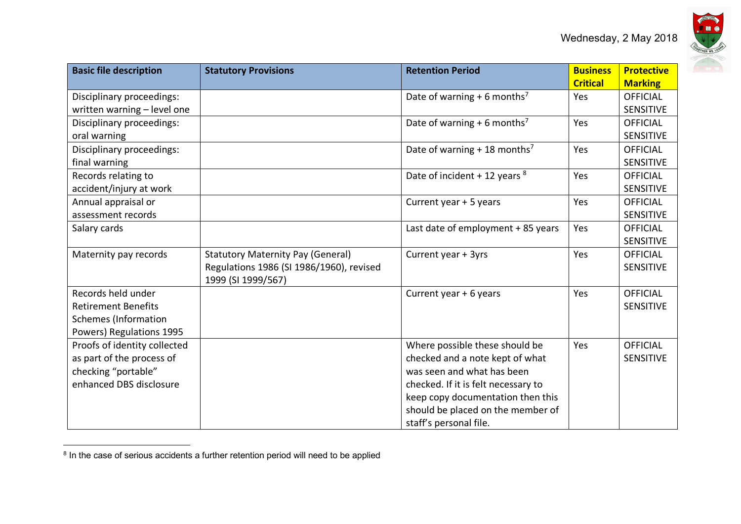| Basic file description | Statutory Provisions | Retention Period | Business Critical | Protective Marking |
|---|---|---|---|---|
| Disciplinary proceedings: written warning – level one | | Date of warning + 6 months[7] | Yes | OFFICIAL SENSITIVE |
| Disciplinary proceedings: oral warning | | Date of warning + 6 months[7] | Yes | OFFICIAL SENSITIVE |
| Disciplinary proceedings: final warning | | Date of warning + 18 months[7] | Yes | OFFICIAL SENSITIVE |
| Records relating to accident/injury at work | | Date of incident + 12 years [8] | Yes | OFFICIAL SENSITIVE |
| Annual appraisal or assessment records | | Current year + 5 years | Yes | OFFICIAL SENSITIVE |
| Salary cards | | Last date of employment + 85 years | Yes | OFFICIAL SENSITIVE |
| Maternity pay records | Statutory Maternity Pay (General) Regulations 1986 (SI 1986/1960), revised 1999 (SI 1999/567) | Current year + 3yrs | Yes | OFFICIAL SENSITIVE |
| Records held under Retirement Benefits Schemes (Information Powers) Regulations 1995 | | Current year + 6 years | Yes | OFFICIAL SENSITIVE |
| Proofs of identity collected as part of the process of checking "portable" enhanced DBS disclosure | | Where possible these should be checked and a note kept of what was seen and what has been checked. If it is felt necessary to keep copy documentation then this should be placed on the member of staff's personal file. | Yes | OFFICIAL SENSITIVE |

[8] In the case of serious accidents a further retention period will need to be applied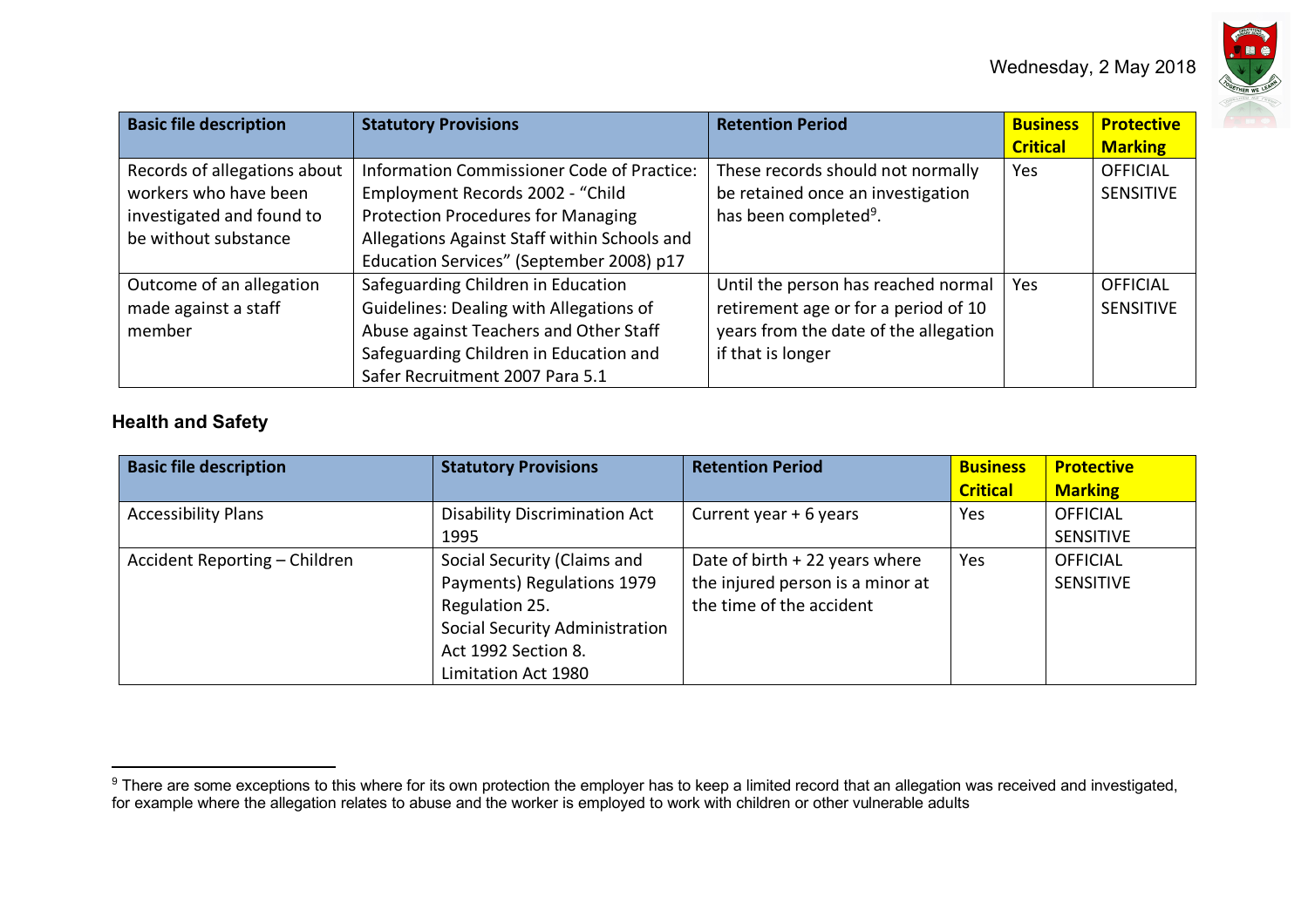| Basic file description | Statutory Provisions | Retention Period | Business Critical | Protective Marking |
|---|---|---|---|---|
| Records of allegations about workers who have been investigated and found to be without substance | Information Commissioner Code of Practice: Employment Records 2002 - "Child Protection Procedures for Managing Allegations Against Staff within Schools and Education Services" (September 2008) p17 | These records should not normally be retained once an investigation has been completed[9]. | Yes | OFFICIAL SENSITIVE |
| Outcome of an allegation made against a staff member | Safeguarding Children in Education Guidelines: Dealing with Allegations of Abuse against Teachers and Other Staff Safeguarding Children in Education and Safer Recruitment 2007 Para 5.1 | Until the person has reached normal retirement age or for a period of 10 years from the date of the allegation if that is longer | Yes | OFFICIAL SENSITIVE |

### Health and Safety

| Basic file description | Statutory Provisions | Retention Period | Business Critical | Protective Marking |
|---|---|---|---|---|
| Accessibility Plans | Disability Discrimination Act 1995 | Current year + 6 years | Yes | OFFICIAL SENSITIVE |
| Accident Reporting – Children | Social Security (Claims and Payments) Regulations 1979 Regulation 25. Social Security Administration Act 1992 Section 8. Limitation Act 1980 | Date of birth + 22 years where the injured person is a minor at the time of the accident | Yes | OFFICIAL SENSITIVE |

[9] There are some exceptions to this where for its own protection the employer has to keep a limited record that an allegation was received and investigated, for example where the allegation relates to abuse and the worker is employed to work with children or other vulnerable adults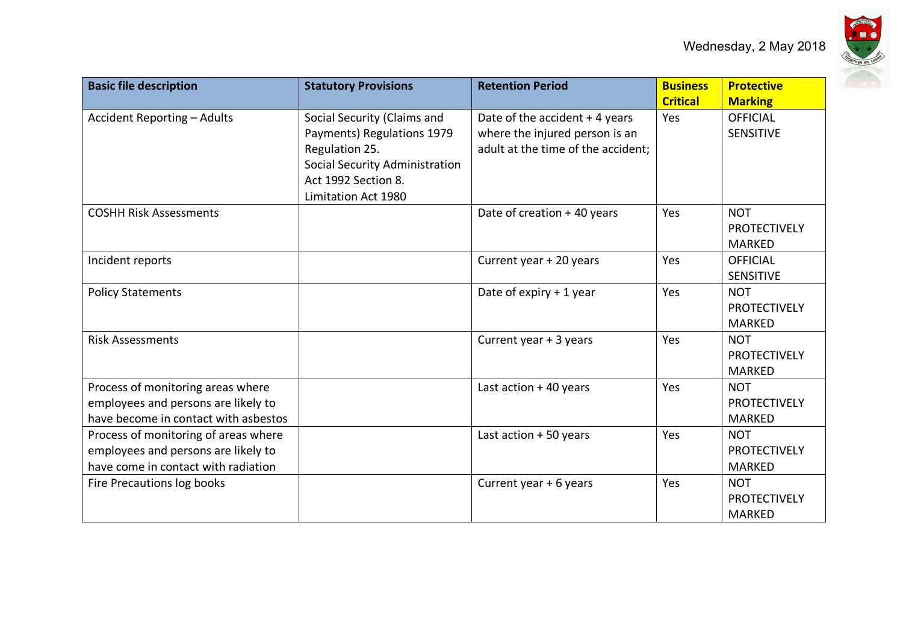| Basic file description | Statutory Provisions | Retention Period | Business Critical | Protective Marking |
|---|---|---|---|---|
| Accident Reporting – Adults | Social Security (Claims and Payments) Regulations 1979 Regulation 25. Social Security Administration Act 1992 Section 8. Limitation Act 1980 | Date of the accident + 4 years where the injured person is an adult at the time of the accident; | Yes | OFFICIAL SENSITIVE |
| COSHH Risk Assessments | | Date of creation + 40 years | Yes | NOT PROTECTIVELY MARKED |
| Incident reports | | Current year + 20 years | Yes | OFFICIAL SENSITIVE |
| Policy Statements | | Date of expiry + 1 year | Yes | NOT PROTECTIVELY MARKED |
| Risk Assessments | | Current year + 3 years | Yes | NOT PROTECTIVELY MARKED |
| Process of monitoring areas where employees and persons are likely to have become in contact with asbestos | | Last action + 40 years | Yes | NOT PROTECTIVELY MARKED |
| Process of monitoring of areas where employees and persons are likely to have come in contact with radiation | | Last action + 50 years | Yes | NOT PROTECTIVELY MARKED |
| Fire Precautions log books | | Current year + 6 years | Yes | NOT PROTECTIVELY MARKED |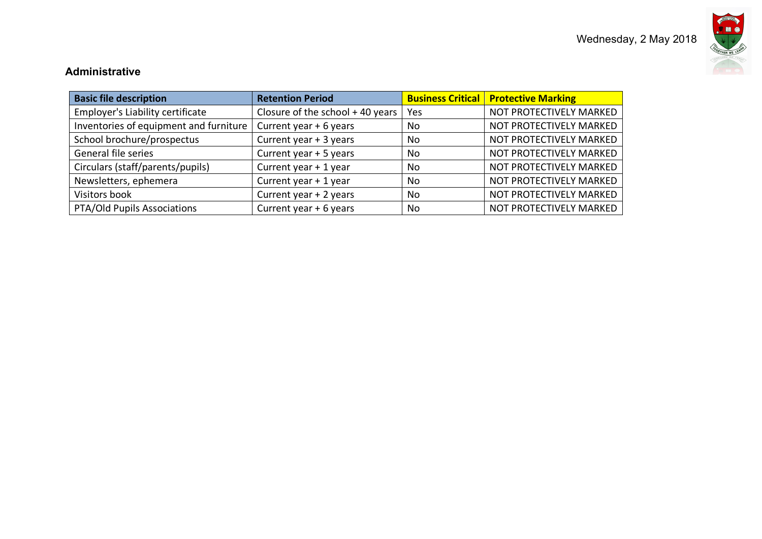## Administrative

| Basic file description | Retention Period | Business Critical | Protective Marking |
|---|---|---|---|
| Employer's Liability certificate | Closure of the school + 40 years | Yes | NOT PROTECTIVELY MARKED |
| Inventories of equipment and furniture | Current year + 6 years | No | NOT PROTECTIVELY MARKED |
| School brochure/prospectus | Current year + 3 years | No | NOT PROTECTIVELY MARKED |
| General file series | Current year + 5 years | No | NOT PROTECTIVELY MARKED |
| Circulars (staff/parents/pupils) | Current year + 1 year | No | NOT PROTECTIVELY MARKED |
| Newsletters, ephemera | Current year + 1 year | No | NOT PROTECTIVELY MARKED |
| Visitors book | Current year + 2 years | No | NOT PROTECTIVELY MARKED |
| PTA/Old Pupils Associations | Current year + 6 years | No | NOT PROTECTIVELY MARKED |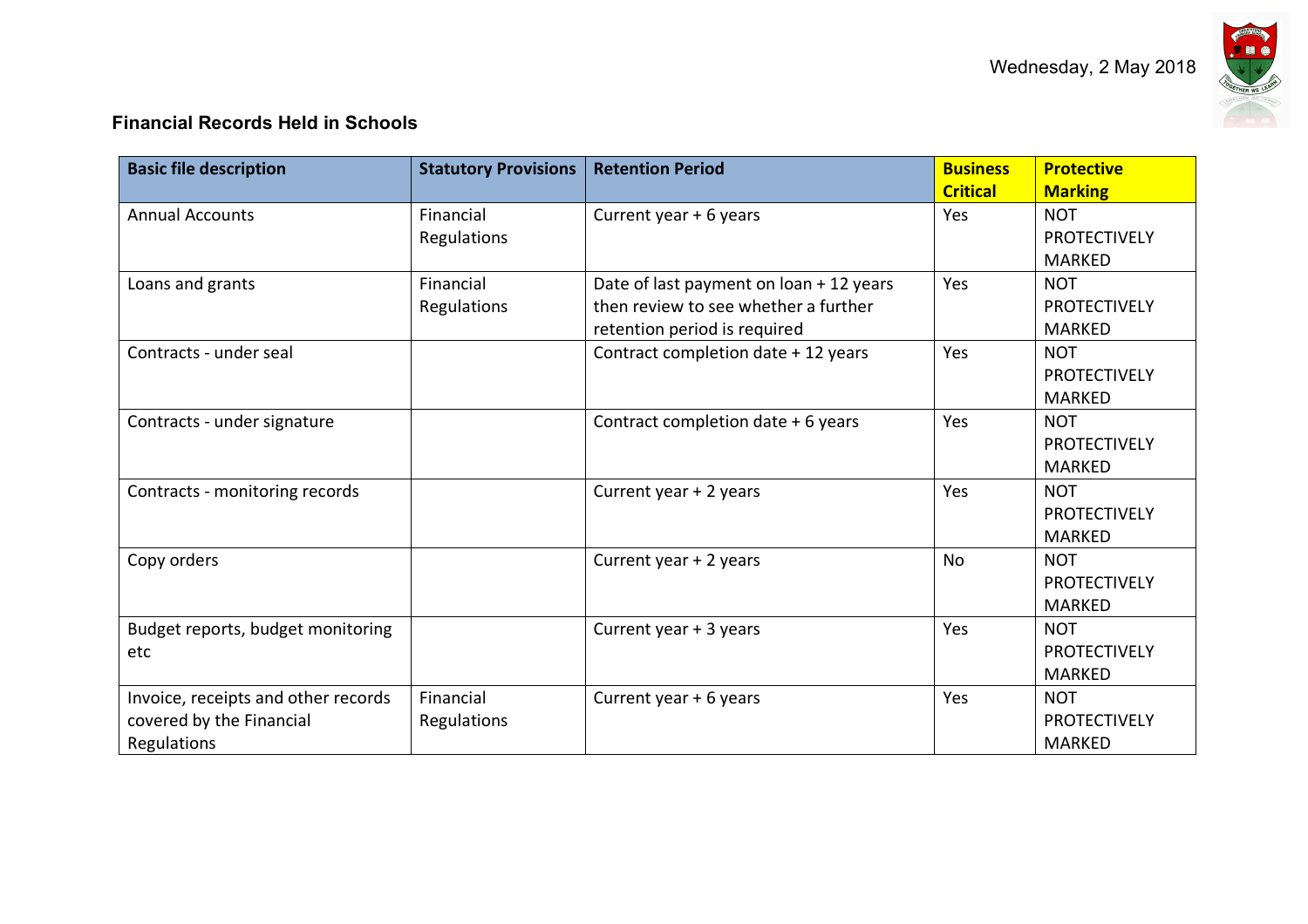## Financial Records Held in Schools

| Basic file description | Statutory Provisions | Retention Period | Business Critical | Protective Marking |
|---|---|---|---|---|
| Annual Accounts | Financial Regulations | Current year + 6 years | Yes | NOT PROTECTIVELY MARKED |
| Loans and grants | Financial Regulations | Date of last payment on loan + 12 years then review to see whether a further retention period is required | Yes | NOT PROTECTIVELY MARKED |
| Contracts - under seal | | Contract completion date + 12 years | Yes | NOT PROTECTIVELY MARKED |
| Contracts - under signature | | Contract completion date + 6 years | Yes | NOT PROTECTIVELY MARKED |
| Contracts - monitoring records | | Current year + 2 years | Yes | NOT PROTECTIVELY MARKED |
| Copy orders | | Current year + 2 years | No | NOT PROTECTIVELY MARKED |
| Budget reports, budget monitoring etc | | Current year + 3 years | Yes | NOT PROTECTIVELY MARKED |
| Invoice, receipts and other records covered by the Financial Regulations | Financial Regulations | Current year + 6 years | Yes | NOT PROTECTIVELY MARKED |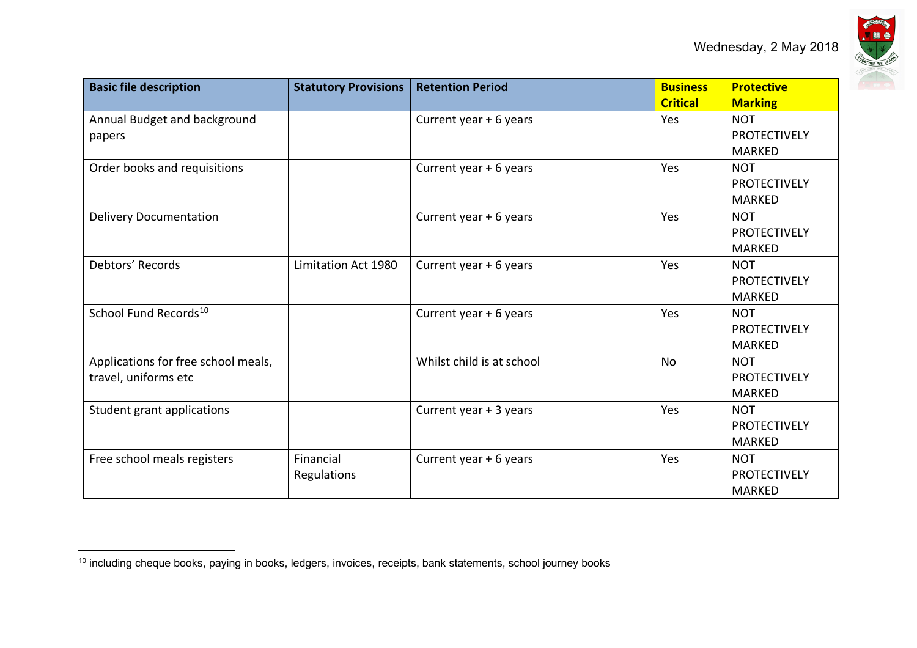| Basic file description | Statutory Provisions | Retention Period | Business Critical | Protective Marking |
|---|---|---|---|---|
| Annual Budget and background papers | | Current year + 6 years | Yes | NOT PROTECTIVELY MARKED |
| Order books and requisitions | | Current year + 6 years | Yes | NOT PROTECTIVELY MARKED |
| Delivery Documentation | | Current year + 6 years | Yes | NOT PROTECTIVELY MARKED |
| Debtors' Records | Limitation Act 1980 | Current year + 6 years | Yes | NOT PROTECTIVELY MARKED |
| School Fund Records[10] | | Current year + 6 years | Yes | NOT PROTECTIVELY MARKED |
| Applications for free school meals, travel, uniforms etc | | Whilst child is at school | No | NOT PROTECTIVELY MARKED |
| Student grant applications | | Current year + 3 years | Yes | NOT PROTECTIVELY MARKED |
| Free school meals registers | Financial Regulations | Current year + 6 years | Yes | NOT PROTECTIVELY MARKED |

[10] including cheque books, paying in books, ledgers, invoices, receipts, bank statements, school journey books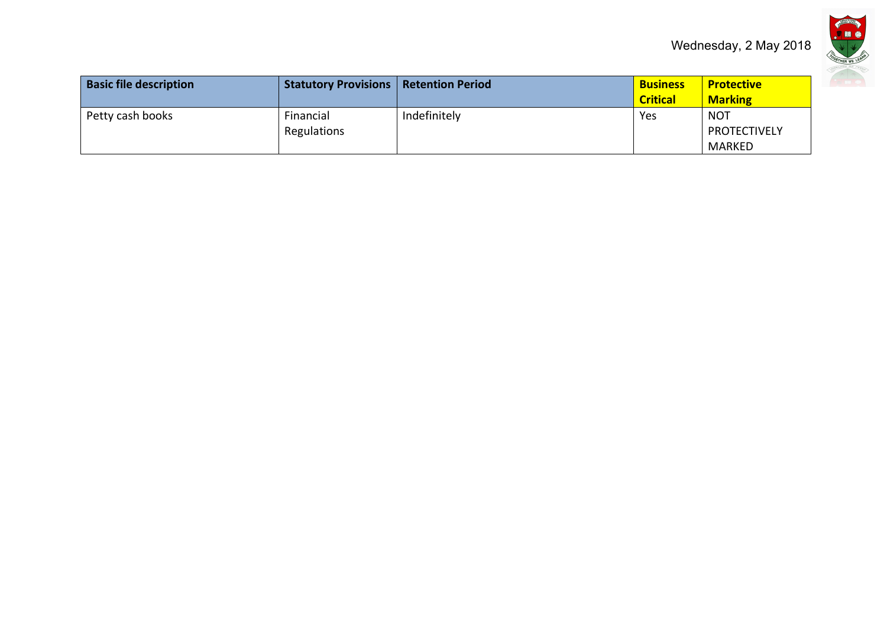| Basic file description | Statutory Provisions | Retention Period | Business Critical | Protective Marking |
|---|---|---|---|---|
| Petty cash books | Financial Regulations | Indefinitely | Yes | NOT PROTECTIVELY MARKED |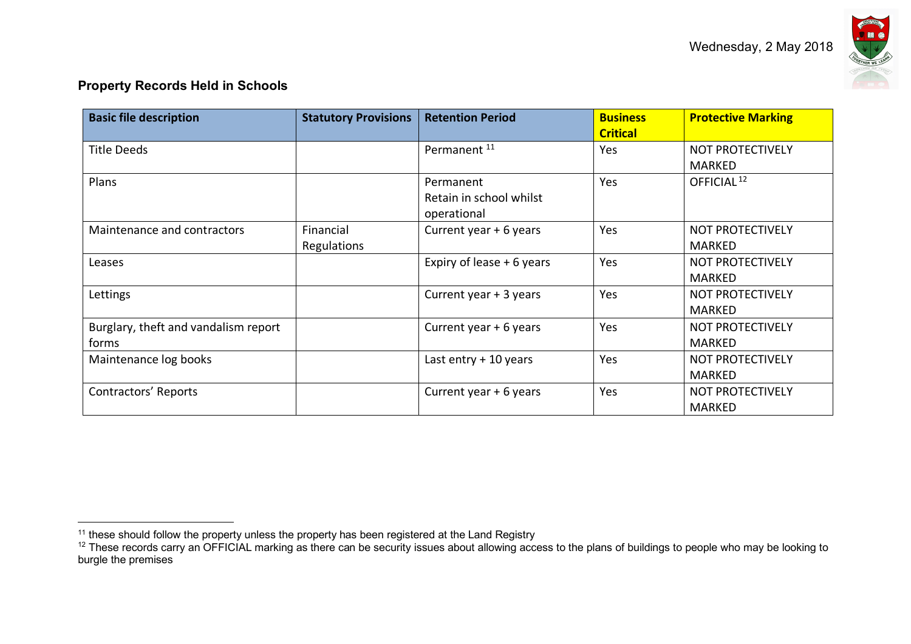## Property Records Held in Schools

| Basic file description | Statutory Provisions | Retention Period | Business Critical | Protective Marking |
|---|---|---|---|---|
| Title Deeds | | Permanent [11] | Yes | NOT PROTECTIVELY MARKED |
| Plans | | Permanent<br>Retain in school whilst operational | Yes | OFFICIAL [12] |
| Maintenance and contractors | Financial Regulations | Current year + 6 years | Yes | NOT PROTECTIVELY MARKED |
| Leases | | Expiry of lease + 6 years | Yes | NOT PROTECTIVELY MARKED |
| Lettings | | Current year + 3 years | Yes | NOT PROTECTIVELY MARKED |
| Burglary, theft and vandalism report forms | | Current year + 6 years | Yes | NOT PROTECTIVELY MARKED |
| Maintenance log books | | Last entry + 10 years | Yes | NOT PROTECTIVELY MARKED |
| Contractors' Reports | | Current year + 6 years | Yes | NOT PROTECTIVELY MARKED |

[11] these should follow the property unless the property has been registered at the Land Registry

[12] These records carry an OFFICIAL marking as there can be security issues about allowing access to the plans of buildings to people who may be looking to burgle the premises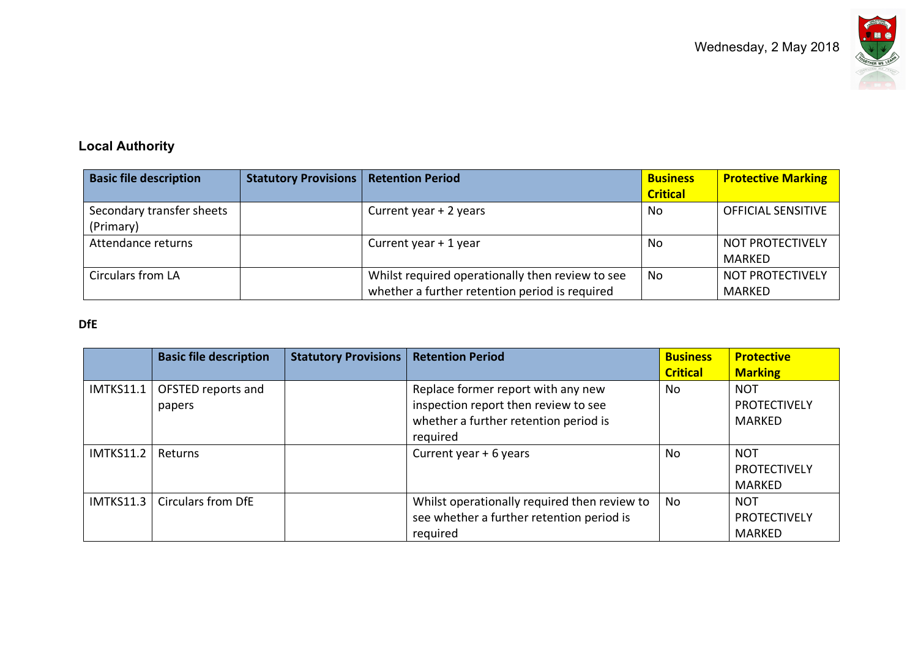## Local Authority

| Basic file description | Statutory Provisions | Retention Period | Business Critical | Protective Marking |
|---|---|---|---|---|
| Secondary transfer sheets (Primary) | | Current year + 2 years | No | OFFICIAL SENSITIVE |
| Attendance returns | | Current year + 1 year | No | NOT PROTECTIVELY MARKED |
| Circulars from LA | | Whilst required operationally then review to see whether a further retention period is required | No | NOT PROTECTIVELY MARKED |

## DfE

| | Basic file description | Statutory Provisions | Retention Period | Business Critical | Protective Marking |
|---|---|---|---|---|---|
| IMTKS11.1 | OFSTED reports and papers | | Replace former report with any new inspection report then review to see whether a further retention period is required | No | NOT PROTECTIVELY MARKED |
| IMTKS11.2 | Returns | | Current year + 6 years | No | NOT PROTECTIVELY MARKED |
| IMTKS11.3 | Circulars from DfE | | Whilst operationally required then review to see whether a further retention period is required | No | NOT PROTECTIVELY MARKED |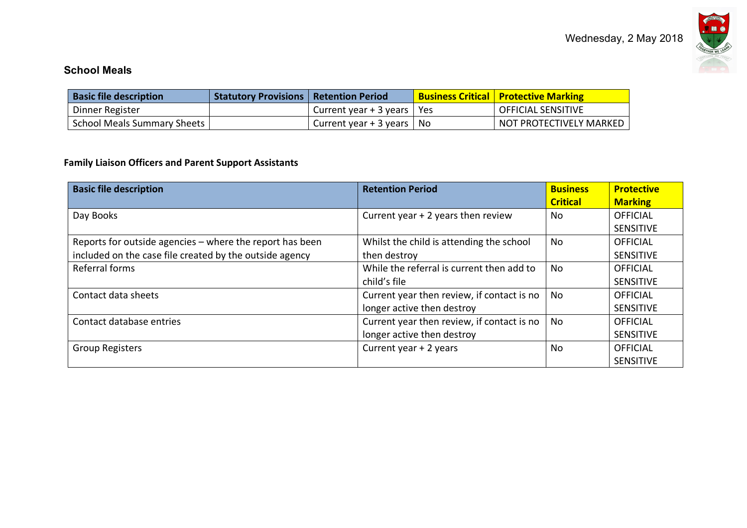## School Meals

| Basic file description | Statutory Provisions | Retention Period | Business Critical | Protective Marking |
|---|---|---|---|---|
| Dinner Register | | Current year + 3 years | Yes | OFFICIAL SENSITIVE |
| School Meals Summary Sheets | | Current year + 3 years | No | NOT PROTECTIVELY MARKED |

## Family Liaison Officers and Parent Support Assistants

| Basic file description | Retention Period | Business Critical | Protective Marking |
|---|---|---|---|
| Day Books | Current year + 2 years then review | No | OFFICIAL SENSITIVE |
| Reports for outside agencies – where the report has been included on the case file created by the outside agency | Whilst the child is attending the school then destroy | No | OFFICIAL SENSITIVE |
| Referral forms | While the referral is current then add to child's file | No | OFFICIAL SENSITIVE |
| Contact data sheets | Current year then review, if contact is no longer active then destroy | No | OFFICIAL SENSITIVE |
| Contact database entries | Current year then review, if contact is no longer active then destroy | No | OFFICIAL SENSITIVE |
| Group Registers | Current year + 2 years | No | OFFICIAL SENSITIVE |